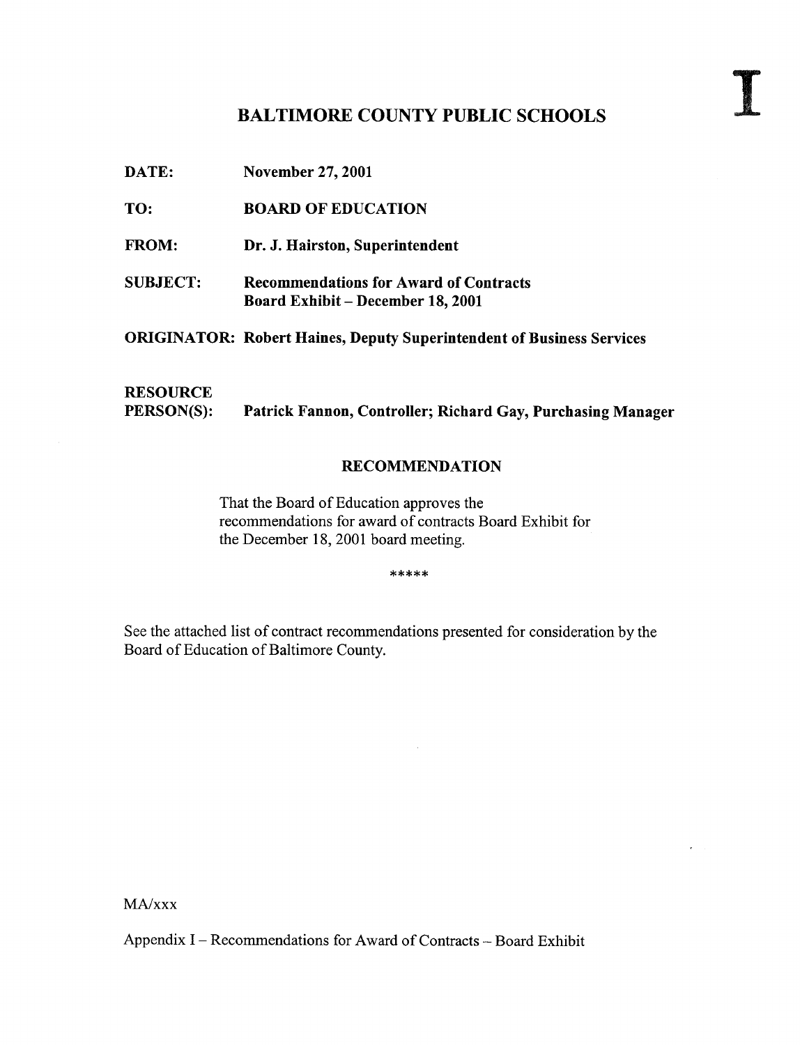I

# BALTIMORE COUNTY PUBLIC SCHOOLS

**DATE:** **November 27, 2001**

**TO:** **BOARD OF EDUCATION**

**FROM:** **Dr. J. Hairston, Superintendent**

**SUBJECT:** **Recommendations for Award of Contracts**
**Board Exhibit – December 18, 2001**

**ORIGINATOR: Robert Haines, Deputy Superintendent of Business Services**

**RESOURCE PERSON(S):** **Patrick Fannon, Controller; Richard Gay, Purchasing Manager**

## RECOMMENDATION

That the Board of Education approves the recommendations for award of contracts Board Exhibit for the December 18, 2001 board meeting.

*****

See the attached list of contract recommendations presented for consideration by the Board of Education of Baltimore County.

MA/xxx

Appendix I – Recommendations for Award of Contracts – Board Exhibit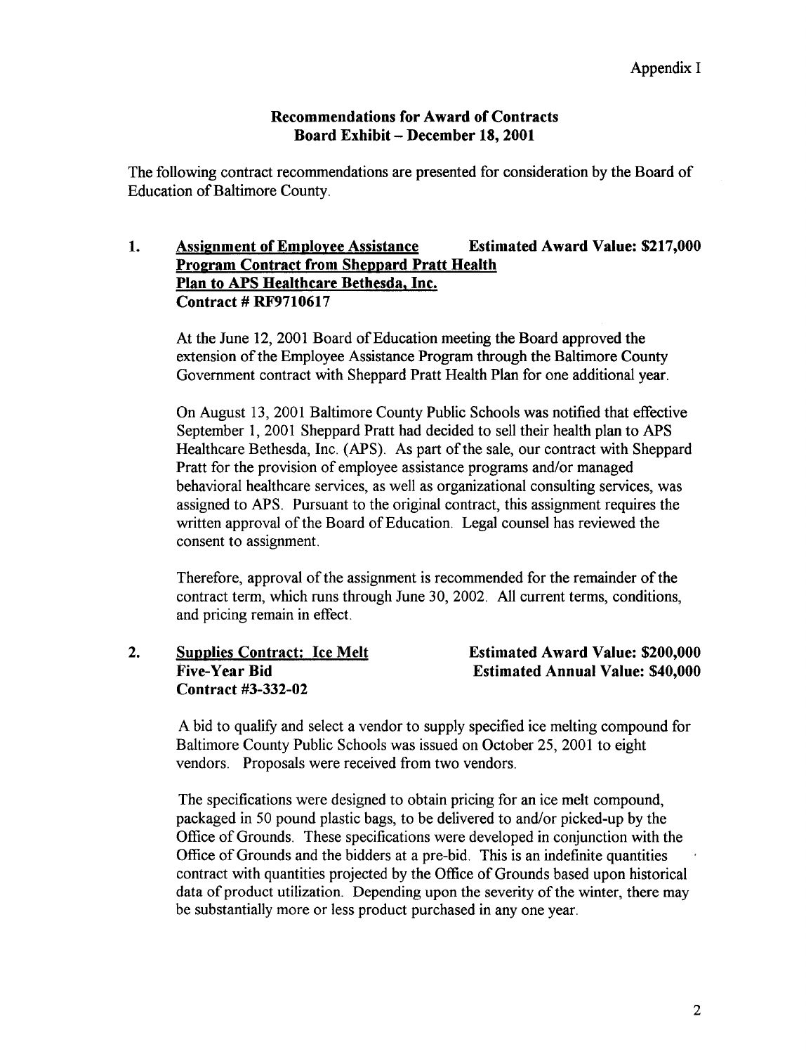Appendix I

## Recommendations for Award of Contracts
## Board Exhibit – December 18, 2001

The following contract recommendations are presented for consideration by the Board of Education of Baltimore County.

### 1. Assignment of Employee Assistance Program Contract from Sheppard Pratt Health Plan to APS Healthcare Bethesda, Inc. Contract # RF9710617

**Estimated Award Value: $217,000**

At the June 12, 2001 Board of Education meeting the Board approved the extension of the Employee Assistance Program through the Baltimore County Government contract with Sheppard Pratt Health Plan for one additional year.

On August 13, 2001 Baltimore County Public Schools was notified that effective September 1, 2001 Sheppard Pratt had decided to sell their health plan to APS Healthcare Bethesda, Inc. (APS). As part of the sale, our contract with Sheppard Pratt for the provision of employee assistance programs and/or managed behavioral healthcare services, as well as organizational consulting services, was assigned to APS. Pursuant to the original contract, this assignment requires the written approval of the Board of Education. Legal counsel has reviewed the consent to assignment.

Therefore, approval of the assignment is recommended for the remainder of the contract term, which runs through June 30, 2002. All current terms, conditions, and pricing remain in effect.

### 2. Supplies Contract: Ice Melt Five-Year Bid Contract #3-332-02

**Estimated Award Value: $200,000**
**Estimated Annual Value: $40,000**

A bid to qualify and select a vendor to supply specified ice melting compound for Baltimore County Public Schools was issued on October 25, 2001 to eight vendors. Proposals were received from two vendors.

The specifications were designed to obtain pricing for an ice melt compound, packaged in 50 pound plastic bags, to be delivered to and/or picked-up by the Office of Grounds. These specifications were developed in conjunction with the Office of Grounds and the bidders at a pre-bid. This is an indefinite quantities contract with quantities projected by the Office of Grounds based upon historical data of product utilization. Depending upon the severity of the winter, there may be substantially more or less product purchased in any one year.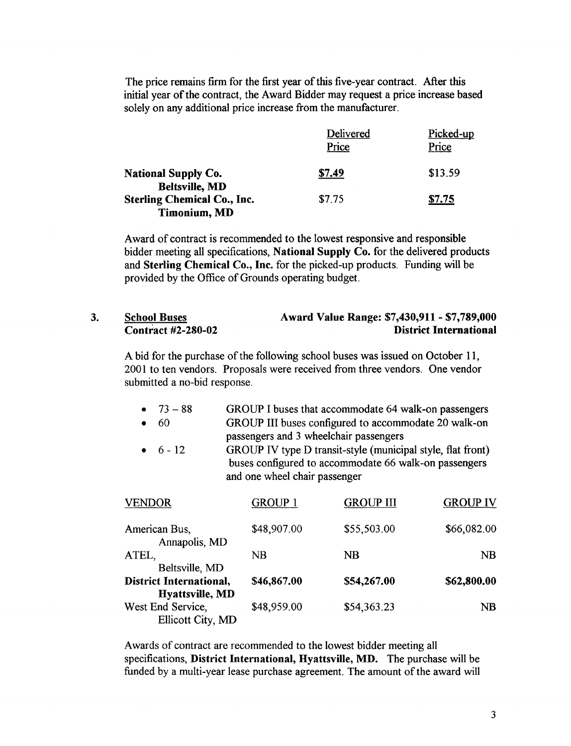The price remains firm for the first year of this five-year contract. After this initial year of the contract, the Award Bidder may request a price increase based solely on any additional price increase from the manufacturer.

| | Delivered Price | Picked-up Price |
|---|---|---|
| **National Supply Co.** **Beltsville, MD** | **$7.49** | $13.59 |
| **Sterling Chemical Co., Inc.** **Timonium, MD** | $7.75 | **$7.75** |

Award of contract is recommended to the lowest responsive and responsible bidder meeting all specifications, **National Supply Co.** for the delivered products and **Sterling Chemical Co., Inc.** for the picked-up products. Funding will be provided by the Office of Grounds operating budget.

**3. School Buses** — **Award Value Range: $7,430,911 - $7,789,000**
**Contract #2-280-02** — **District International**

A bid for the purchase of the following school buses was issued on October 11, 2001 to ten vendors. Proposals were received from three vendors. One vendor submitted a no-bid response.

- 73 – 88 GROUP I buses that accommodate 64 walk-on passengers
- 60 GROUP III buses configured to accommodate 20 walk-on passengers and 3 wheelchair passengers
- 6 - 12 GROUP IV type D transit-style (municipal style, flat front) buses configured to accommodate 66 walk-on passengers and one wheel chair passenger

| VENDOR | GROUP 1 | GROUP III | GROUP IV |
|---|---|---|---|
| American Bus, Annapolis, MD | $48,907.00 | $55,503.00 | $66,082.00 |
| ATEL, Beltsville, MD | NB | NB | NB |
| **District International, Hyattsville, MD** | **$46,867.00** | **$54,267.00** | **$62,800.00** |
| West End Service, Ellicott City, MD | $48,959.00 | $54,363.23 | NB |

Awards of contract are recommended to the lowest bidder meeting all specifications, **District International, Hyattsville, MD.** The purchase will be funded by a multi-year lease purchase agreement. The amount of the award will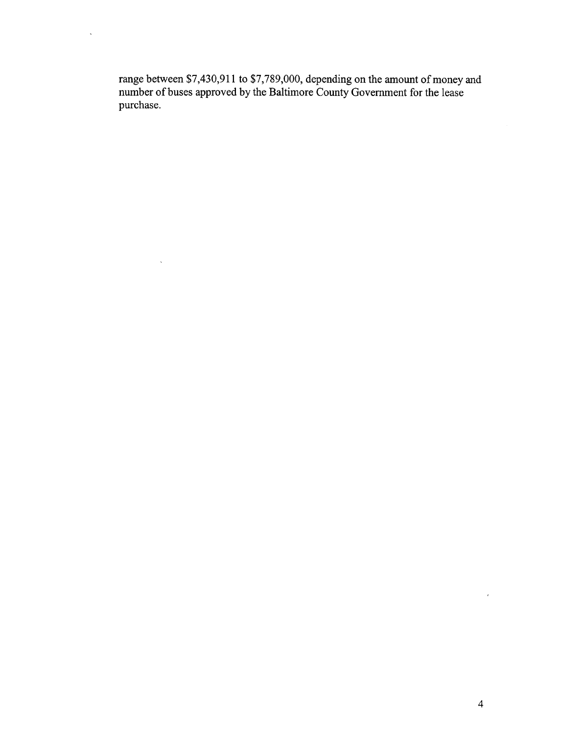range between $7,430,911 to $7,789,000, depending on the amount of money and number of buses approved by the Baltimore County Government for the lease purchase.